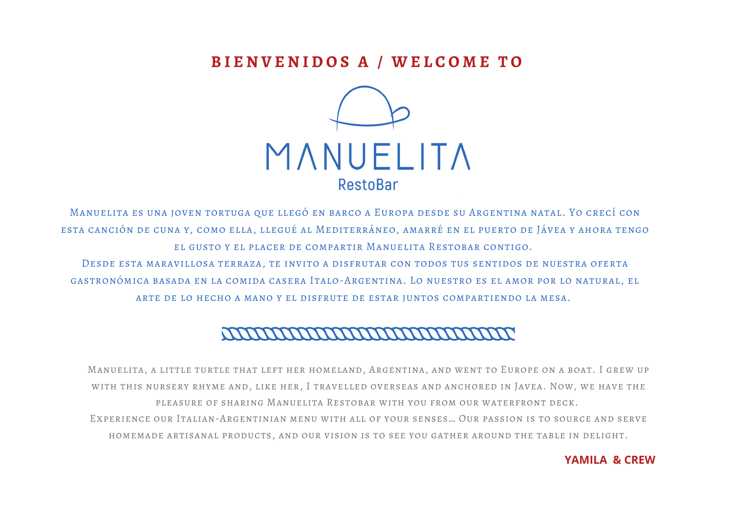## BIENVENIDOS A / WELCOME TO

# MANUELITA

### RestoBar

Manuelita es una joven tortuga que llegó en barco a Europa desde su Argentina natal. Yo crecí con esta canción de cuna y, como ella, llegué al Mediterráneo, amarré en el puerto de Jávea y ahora tengo el gusto y el placer de compartir Manuelita Restobar contigo.

Desde esta maravillosa terraza, te invito a disfrutar con todos tus sentidos de nuestra oferta gastronómica basada en la comida casera Italo-Argentina. Lo nuestro es el amor por lo natural, el arte de lo hecho a mano y el disfrute de estar juntos compartiendo la mesa.

Manuelita, a little turtle that left her homeland, Argentina, and went to Europe on a boat. I grew up with this nursery rhyme and, like her, I travelled overseas and anchored in Javea. Now, we have the pleasure of sharing Manuelita Restobar with you from our waterfront deck.

Experience our Italian-Argentinian menu with all of your senses… Our passion is to source and serve homemade artisanal products, and our vision is to see you gather around the table in delight.

**YAMILA & CREW**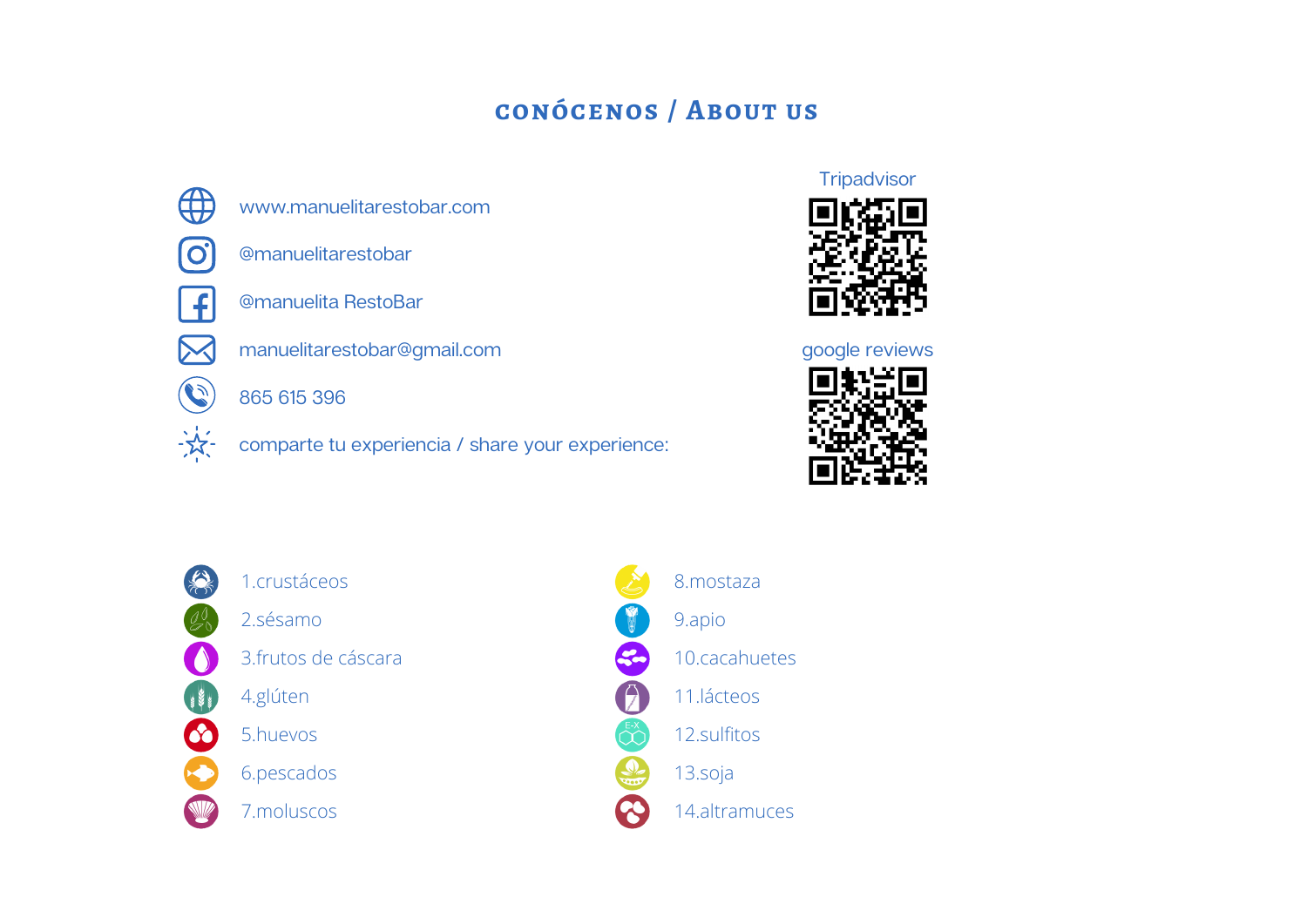## CONÓCENOS / ABOUT US

- www.manuelitarestobar.com
- @manuelitarestobar
- @manuelita RestoBar
- manuelitarestobar@gmail.com
- 865 615 396
- comparte tu experiencia / share your experience:

Tripadvisor

google reviews

1. crustáceos
2. sésamo
3. frutos de cáscara
4. glúten
5. huevos
6. pescados
7. moluscos
8. mostaza
9. apio
10. cacahuetes
11. lácteos
12. sulfitos
13. soja
14. altramuces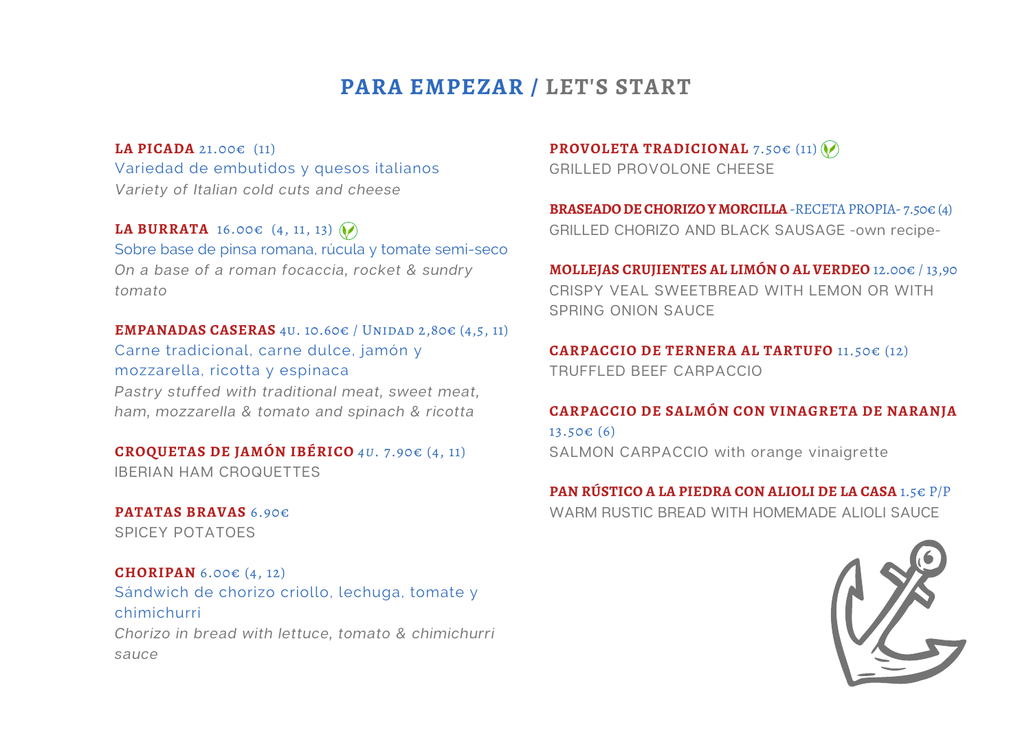# PARA EMPEZAR / LET'S START

**LA PICADA** 21.00€ (11)
Variedad de embutidos y quesos italianos
*Variety of Italian cold cuts and cheese*

**LA BURRATA** 16.00€ (4, 11, 13)
Sobre base de pinsa romana, rúcula y tomate semi-seco
*On a base of a roman focaccia, rocket & sundry tomato*

**EMPANADAS CASERAS** 4U. 10.60€ / UNIDAD 2,80€ (4,5, 11)
Carne tradicional, carne dulce, jamón y mozzarella, ricotta y espinaca
*Pastry stuffed with traditional meat, sweet meat, ham, mozzarella & tomato and spinach & ricotta*

**CROQUETAS DE JAMÓN IBÉRICO** 4U. 7.90€ (4, 11)
IBERIAN HAM CROQUETTES

**PATATAS BRAVAS** 6.90€
SPICEY POTATOES

**CHORIPAN** 6.00€ (4, 12)
Sándwich de chorizo criollo, lechuga, tomate y chimichurri
*Chorizo in bread with lettuce, tomato & chimichurri sauce*

**PROVOLETA TRADICIONAL** 7.50€ (11)
GRILLED PROVOLONE CHEESE

**BRASEADO DE CHORIZO Y MORCILLA** -RECETA PROPIA- 7.50€ (4)
GRILLED CHORIZO AND BLACK SAUSAGE -own recipe-

**MOLLEJAS CRUJIENTES AL LIMÓN O AL VERDEO** 12.00€ / 13,90
CRISPY VEAL SWEETBREAD WITH LEMON OR WITH SPRING ONION SAUCE

**CARPACCIO DE TERNERA AL TARTUFO** 11.50€ (12)
TRUFFLED BEEF CARPACCIO

**CARPACCIO DE SALMÓN CON VINAGRETA DE NARANJA** 13.50€ (6)
SALMON CARPACCIO with orange vinaigrette

**PAN RÚSTICO A LA PIEDRA CON ALIOLI DE LA CASA** 1.5€ P/P
WARM RUSTIC BREAD WITH HOMEMADE ALIOLI SAUCE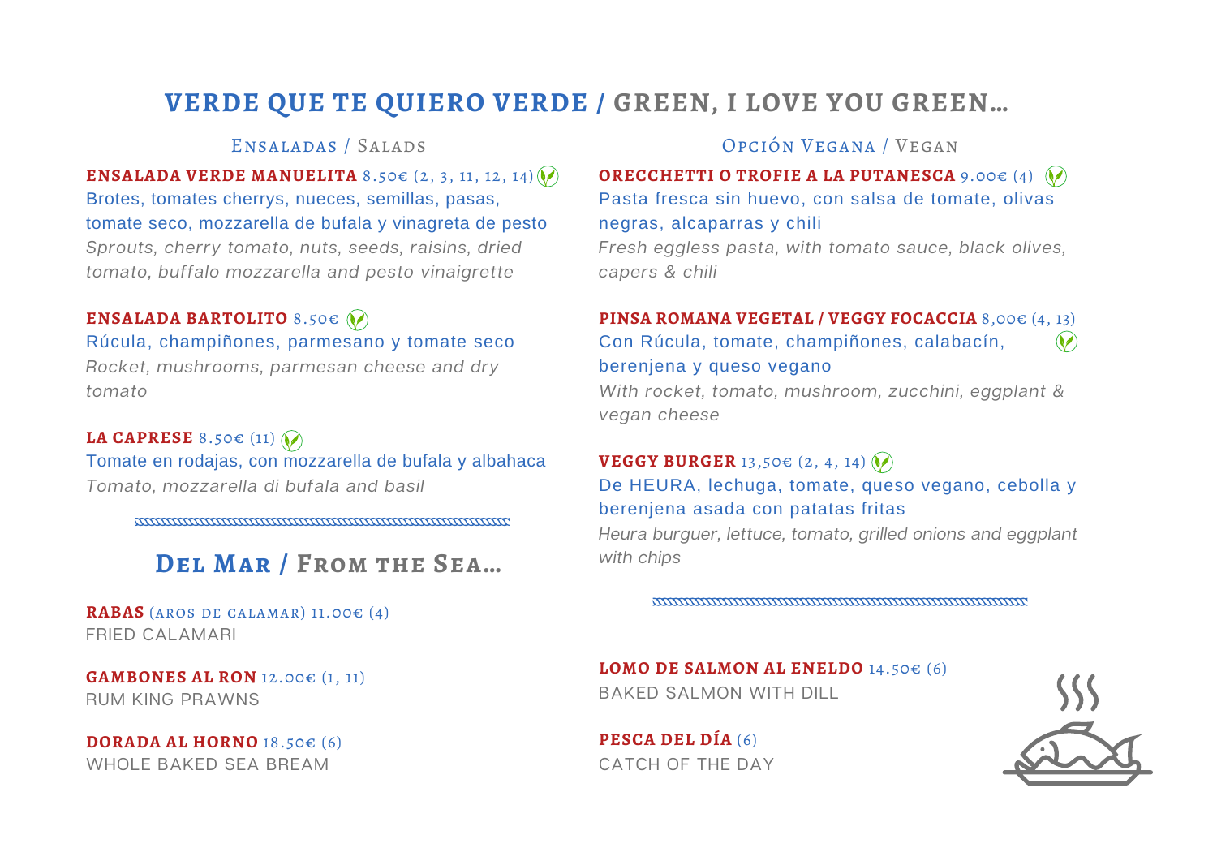# VERDE QUE TE QUIERO VERDE / GREEN, I LOVE YOU GREEN…

## Ensaladas / Salads

**ENSALADA VERDE MANUELITA** 8.50€ (2, 3, 11, 12, 14)
Brotes, tomates cherrys, nueces, semillas, pasas, tomate seco, mozzarella de bufala y vinagreta de pesto
*Sprouts, cherry tomato, nuts, seeds, raisins, dried tomato, buffalo mozzarella and pesto vinaigrette*

**ENSALADA BARTOLITO** 8.50€
Rúcula, champiñones, parmesano y tomate seco
*Rocket, mushrooms, parmesan cheese and dry tomato*

**LA CAPRESE** 8.50€ (11)
Tomate en rodajas, con mozzarella de bufala y albahaca
*Tomato, mozzarella di bufala and basil*

## Opción Vegana / Vegan

**ORECCHETTI O TROFIE A LA PUTANESCA** 9.00€ (4)
Pasta fresca sin huevo, con salsa de tomate, olivas negras, alcaparras y chili
*Fresh eggless pasta, with tomato sauce, black olives, capers & chili*

**PINSA ROMANA VEGETAL / VEGGY FOCACCIA** 8,00€ (4, 13)
Con Rúcula, tomate, champiñones, calabacín, berenjena y queso vegano
*With rocket, tomato, mushroom, zucchini, eggplant & vegan cheese*

**VEGGY BURGER** 13,50€ (2, 4, 14)
De HEURA, lechuga, tomate, queso vegano, cebolla y berenjena asada con patatas fritas
*Heura burguer, lettuce, tomato, grilled onions and eggplant with chips*

# Del Mar / From the Sea…

**RABAS** (AROS DE CALAMAR) 11.00€ (4)
FRIED CALAMARI

**GAMBONES AL RON** 12.00€ (1, 11)
RUM KING PRAWNS

**DORADA AL HORNO** 18.50€ (6)
WHOLE BAKED SEA BREAM

**LOMO DE SALMON AL ENELDO** 14.50€ (6)
BAKED SALMON WITH DILL

**PESCA DEL DÍA** (6)
CATCH OF THE DAY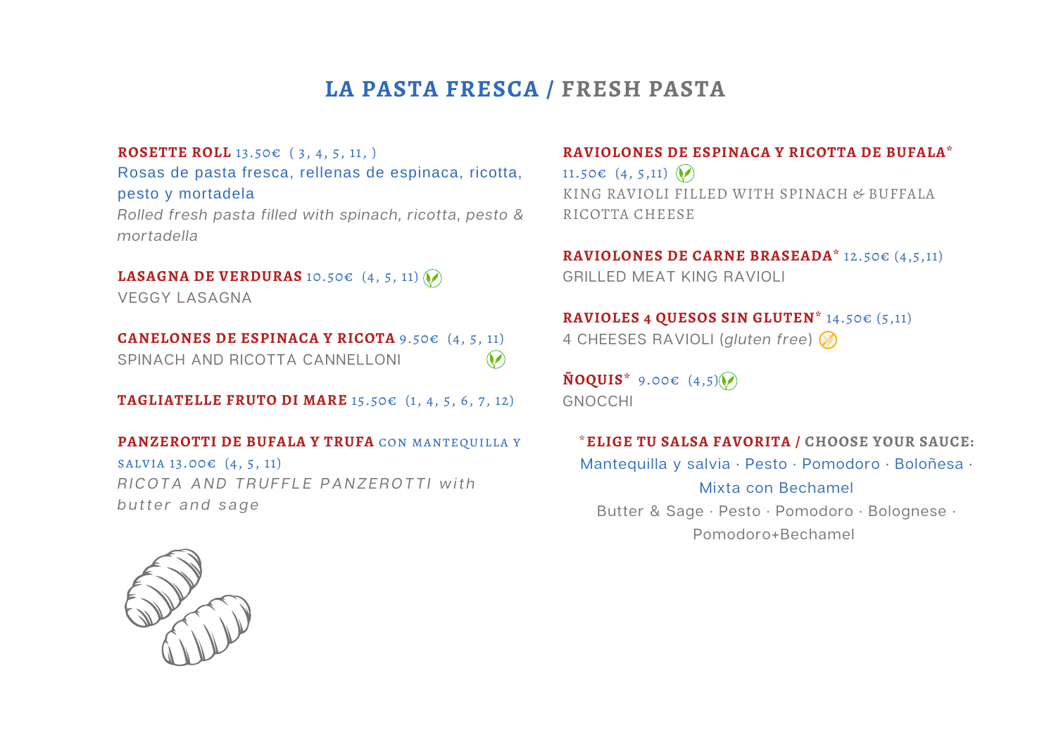# LA PASTA FRESCA / FRESH PASTA

**ROSETTE ROLL** 13.50€ ( 3, 4, 5, 11, )
Rosas de pasta fresca, rellenas de espinaca, ricotta, pesto y mortadela
*Rolled fresh pasta filled with spinach, ricotta, pesto & mortadella*

**LASAGNA DE VERDURAS** 10.50€ (4, 5, 11)
VEGGY LASAGNA

**CANELONES DE ESPINACA Y RICOTA** 9.50€ (4, 5, 11)
SPINACH AND RICOTTA CANNELLONI

**TAGLIATELLE FRUTO DI MARE** 15.50€ (1, 4, 5, 6, 7, 12)

**PANZEROTTI DE BUFALA Y TRUFA** CON MANTEQUILLA Y SALVIA 13.00€ (4, 5, 11)
*RICOTA AND TRUFFLE PANZEROTTI with butter and sage*

**RAVIOLONES DE ESPINACA Y RICOTTA DE BUFALA*** 11.50€ (4, 5,11)
KING RAVIOLI FILLED WITH SPINACH & BUFFALA RICOTTA CHEESE

**RAVIOLONES DE CARNE BRASEADA*** 12.50€ (4,5,11)
GRILLED MEAT KING RAVIOLI

**RAVIOLES 4 QUESOS SIN GLUTEN*** 14.50€ (5,11)
4 CHEESES RAVIOLI (*gluten free*)

**ÑOQUIS*** 9.00€ (4,5)
GNOCCHI

**\*ELIGE TU SALSA FAVORITA / CHOOSE YOUR SAUCE:**
Mantequilla y salvia · Pesto · Pomodoro · Boloñesa · Mixta con Bechamel
Butter & Sage · Pesto · Pomodoro · Bolognese · Pomodoro+Bechamel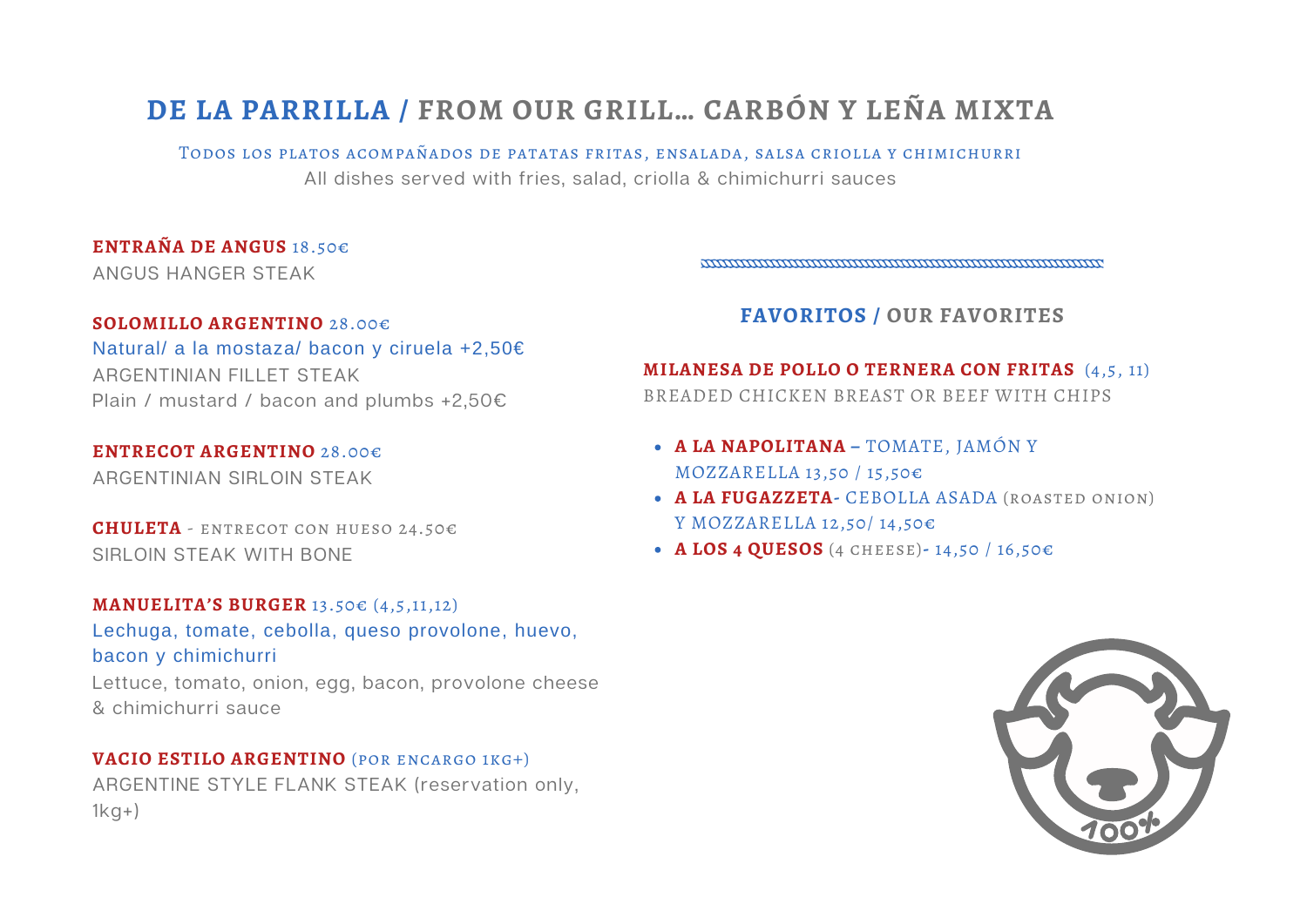# DE LA PARRILLA / FROM OUR GRILL… CARBÓN Y LEÑA MIXTA

Todos los platos acompañados de patatas fritas, ensalada, salsa criolla y chimichurri
All dishes served with fries, salad, criolla & chimichurri sauces

**ENTRAÑA DE ANGUS** 18.50€
ANGUS HANGER STEAK

**SOLOMILLO ARGENTINO** 28.00€
Natural/ a la mostaza/ bacon y ciruela +2,50€
ARGENTINIAN FILLET STEAK
Plain / mustard / bacon and plumbs +2,50€

**ENTRECOT ARGENTINO** 28.00€
ARGENTINIAN SIRLOIN STEAK

**CHULETA** - ENTRECOT CON HUESO 24.50€
SIRLOIN STEAK WITH BONE

**MANUELITA'S BURGER** 13.50€ (4,5,11,12)
Lechuga, tomate, cebolla, queso provolone, huevo, bacon y chimichurri
Lettuce, tomato, onion, egg, bacon, provolone cheese & chimichurri sauce

**VACIO ESTILO ARGENTINO** (POR ENCARGO 1KG+)
ARGENTINE STYLE FLANK STEAK (reservation only, 1kg+)

## FAVORITOS / OUR FAVORITES

**MILANESA DE POLLO O TERNERA CON FRITAS** (4,5, 11)
BREADED CHICKEN BREAST OR BEEF WITH CHIPS

- **A LA NAPOLITANA –** TOMATE, JAMÓN Y MOZZARELLA 13,50 / 15,50€
- **A LA FUGAZZETA-** CEBOLLA ASADA (ROASTED ONION) Y MOZZARELLA 12,50/ 14,50€
- **A LOS 4 QUESOS** (4 CHEESE)- 14,50 / 16,50€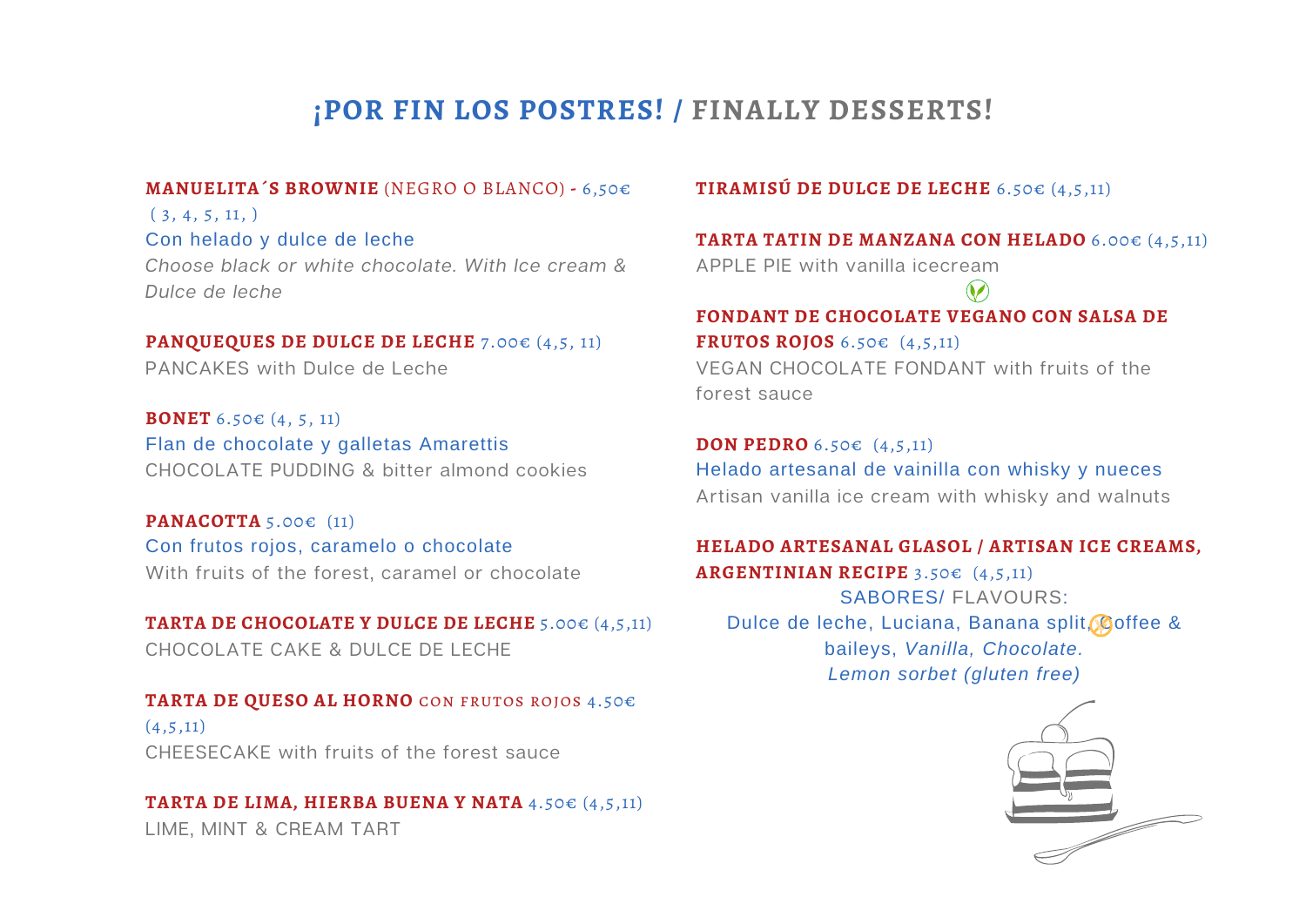# ¡POR FIN LOS POSTRES! / FINALLY DESSERTS!

**MANUELITA´S BROWNIE** (NEGRO O BLANCO) - 6,50€ ( 3, 4, 5, 11, )
Con helado y dulce de leche
*Choose black or white chocolate. With Ice cream & Dulce de leche*

**PANQUEQUES DE DULCE DE LECHE** 7.00€ (4,5, 11)
PANCAKES with Dulce de Leche

**BONET** 6.50€ (4, 5, 11)
Flan de chocolate y galletas Amarettis
CHOCOLATE PUDDING & bitter almond cookies

**PANACOTTA** 5.00€ (11)
Con frutos rojos, caramelo o chocolate
With fruits of the forest, caramel or chocolate

**TARTA DE CHOCOLATE Y DULCE DE LECHE** 5.00€ (4,5,11)
CHOCOLATE CAKE & DULCE DE LECHE

**TARTA DE QUESO AL HORNO** CON FRUTOS ROJOS 4.50€ (4,5,11)
CHEESECAKE with fruits of the forest sauce

**TARTA DE LIMA, HIERBA BUENA Y NATA** 4.50€ (4,5,11)
LIME, MINT & CREAM TART

**TIRAMISÚ DE DULCE DE LECHE** 6.50€ (4,5,11)

**TARTA TATIN DE MANZANA CON HELADO** 6.00€ (4,5,11)
APPLE PIE with vanilla icecream

**FONDANT DE CHOCOLATE VEGANO CON SALSA DE FRUTOS ROJOS** 6.50€ (4,5,11)
VEGAN CHOCOLATE FONDANT with fruits of the forest sauce

**DON PEDRO** 6.50€ (4,5,11)
Helado artesanal de vainilla con whisky y nueces
Artisan vanilla ice cream with whisky and walnuts

**HELADO ARTESANAL GLASOL / ARTISAN ICE CREAMS, ARGENTINIAN RECIPE** 3.50€ (4,5,11)
SABORES/ FLAVOURS:
Dulce de leche, Luciana, Banana split, Coffee & baileys, *Vanilla, Chocolate.*
*Lemon sorbet (gluten free)*